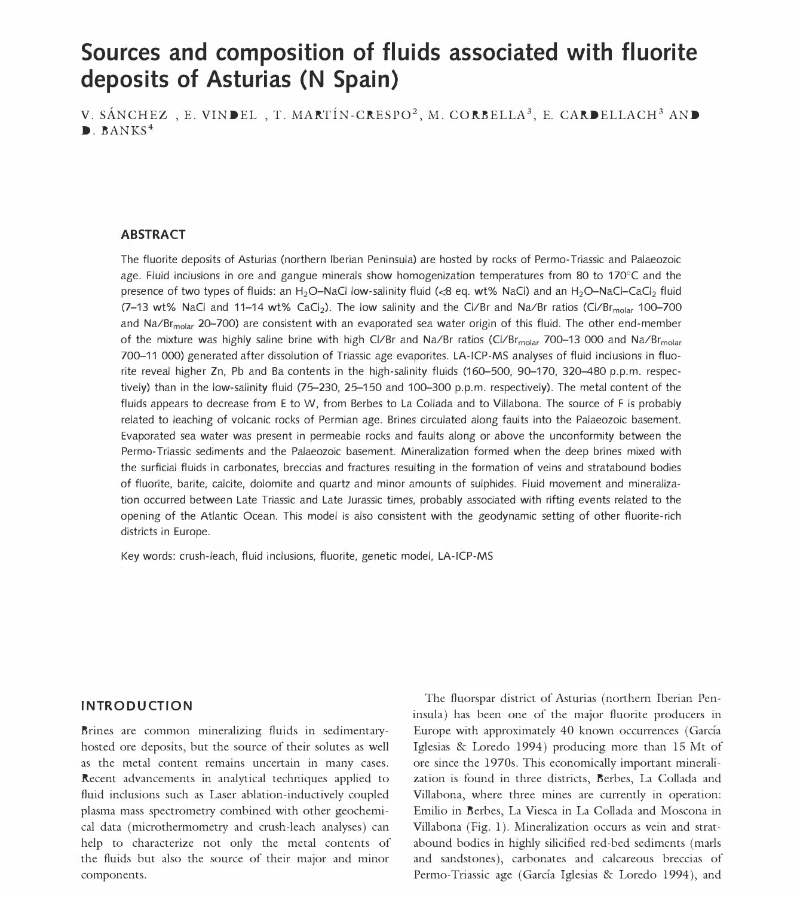# Sources and composition of fluids associated with fluorite deposits of Asturias (N Spain)

V. SÁNCHEZ , E. VINDEL , T. MARTÍN-CRESPO[2], M. CORBELLA[3], E. CARDELLACH[3] AND D. BANKS[4]

## ABSTRACT

The fluorite deposits of Asturias (northern Iberian Peninsula) are hosted by rocks of Permo-Triassic and Palaeozoic age. Fluid inclusions in ore and gangue minerals show homogenization temperatures from 80 to 170°C and the presence of two types of fluids: an $H_2O$–NaCl low-salinity fluid (<8 eq. wt% NaCl) and an $H_2O$–NaCl–$CaCl_2$ fluid (7–13 wt% NaCl and 11–14 wt% $CaCl_2$). The low salinity and the Cl/Br and Na/Br ratios ($Cl/Br_{molar}$ 100–700 and $Na/Br_{molar}$ 20–700) are consistent with an evaporated sea water origin of this fluid. The other end-member of the mixture was highly saline brine with high Cl/Br and Na/Br ratios ($Cl/Br_{molar}$ 700–13 000 and $Na/Br_{molar}$ 700–11 000) generated after dissolution of Triassic age evaporites. LA-ICP-MS analyses of fluid inclusions in fluorite reveal higher Zn, Pb and Ba contents in the high-salinity fluids (160–500, 90–170, 320–480 p.p.m. respectively) than in the low-salinity fluid (75–230, 25–150 and 100–300 p.p.m. respectively). The metal content of the fluids appears to decrease from E to W, from Berbes to La Collada and to Villabona. The source of F is probably related to leaching of volcanic rocks of Permian age. Brines circulated along faults into the Palaeozoic basement. Evaporated sea water was present in permeable rocks and faults along or above the unconformity between the Permo-Triassic sediments and the Palaeozoic basement. Mineralization formed when the deep brines mixed with the surficial fluids in carbonates, breccias and fractures resulting in the formation of veins and stratabound bodies of fluorite, barite, calcite, dolomite and quartz and minor amounts of sulphides. Fluid movement and mineralization occurred between Late Triassic and Late Jurassic times, probably associated with rifting events related to the opening of the Atlantic Ocean. This model is also consistent with the geodynamic setting of other fluorite-rich districts in Europe.

Key words: crush-leach, fluid inclusions, fluorite, genetic model, LA-ICP-MS

## INTRODUCTION

Brines are common mineralizing fluids in sedimentary-hosted ore deposits, but the source of their solutes as well as the metal content remains uncertain in many cases. Recent advancements in analytical techniques applied to fluid inclusions such as Laser ablation-inductively coupled plasma mass spectrometry combined with other geochemical data (microthermometry and crush-leach analyses) can help to characterize not only the metal contents of the fluids but also the source of their major and minor components.

The fluorspar district of Asturias (northern Iberian Peninsula) has been one of the major fluorite producers in Europe with approximately 40 known occurrences (García Iglesias & Loredo 1994) producing more than 15 Mt of ore since the 1970s. This economically important mineralization is found in three districts, Berbes, La Collada and Villabona, where three mines are currently in operation: Emilio in Berbes, La Viesca in La Collada and Moscona in Villabona (Fig. 1). Mineralization occurs as vein and stratabound bodies in highly silicified red-bed sediments (marls and sandstones), carbonates and calcareous breccias of Permo-Triassic age (García Iglesias & Loredo 1994), and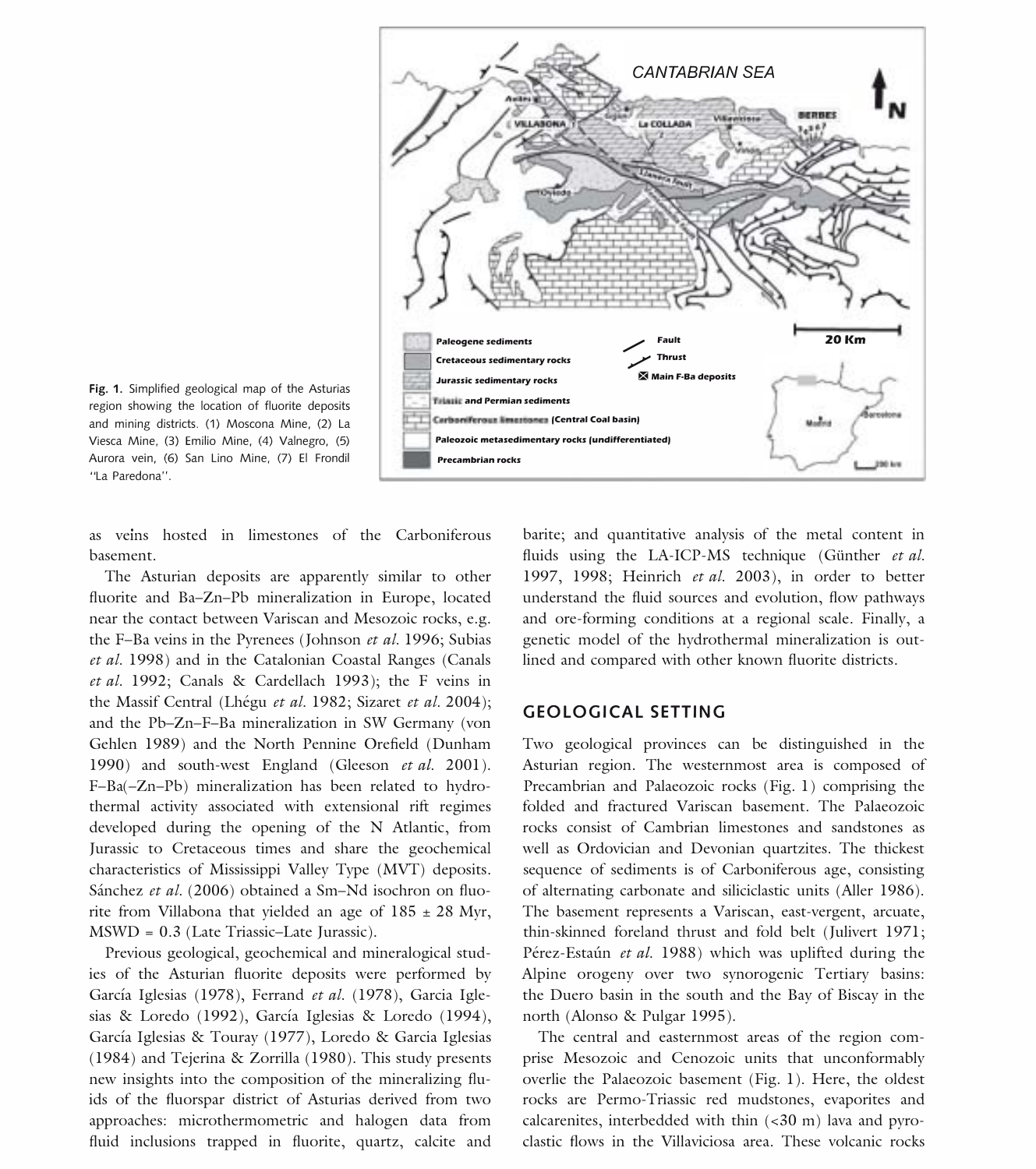Fig. 1. Simplified geological map of the Asturias region showing the location of fluorite deposits and mining districts. (1) Moscona Mine, (2) La Viesca Mine, (3) Emilio Mine, (4) Valnegro, (5) Aurora vein, (6) San Lino Mine, (7) El Frondil ''La Paredona''.

as veins hosted in limestones of the Carboniferous basement.

The Asturian deposits are apparently similar to other fluorite and Ba–Zn–Pb mineralization in Europe, located near the contact between Variscan and Mesozoic rocks, e.g. the F–Ba veins in the Pyrenees (Johnson *et al.* 1996; Subias *et al.* 1998) and in the Catalonian Coastal Ranges (Canals *et al.* 1992; Canals & Cardellach 1993); the F veins in the Massif Central (Lhégu *et al.* 1982; Sizaret *et al.* 2004); and the Pb–Zn–F–Ba mineralization in SW Germany (von Gehlen 1989) and the North Pennine Orefield (Dunham 1990) and south-west England (Gleeson *et al.* 2001). F–Ba(–Zn–Pb) mineralization has been related to hydrothermal activity associated with extensional rift regimes developed during the opening of the N Atlantic, from Jurassic to Cretaceous times and share the geochemical characteristics of Mississippi Valley Type (MVT) deposits. Sánchez *et al.* (2006) obtained a Sm–Nd isochron on fluorite from Villabona that yielded an age of 185 ± 28 Myr, MSWD = 0.3 (Late Triassic–Late Jurassic).

Previous geological, geochemical and mineralogical studies of the Asturian fluorite deposits were performed by García Iglesias (1978), Ferrand *et al.* (1978), Garcia Iglesias & Loredo (1992), García Iglesias & Loredo (1994), García Iglesias & Touray (1977), Loredo & Garcia Iglesias (1984) and Tejerina & Zorrilla (1980). This study presents new insights into the composition of the mineralizing fluids of the fluorspar district of Asturias derived from two approaches: microthermometric and halogen data from fluid inclusions trapped in fluorite, quartz, calcite and barite; and quantitative analysis of the metal content in fluids using the LA-ICP-MS technique (Günther *et al.* 1997, 1998; Heinrich *et al.* 2003), in order to better understand the fluid sources and evolution, flow pathways and ore-forming conditions at a regional scale. Finally, a genetic model of the hydrothermal mineralization is outlined and compared with other known fluorite districts.

## GEOLOGICAL SETTING

Two geological provinces can be distinguished in the Asturian region. The westernmost area is composed of Precambrian and Palaeozoic rocks (Fig. 1) comprising the folded and fractured Variscan basement. The Palaeozoic rocks consist of Cambrian limestones and sandstones as well as Ordovician and Devonian quartzites. The thickest sequence of sediments is of Carboniferous age, consisting of alternating carbonate and siliciclastic units (Aller 1986). The basement represents a Variscan, east-vergent, arcuate, thin-skinned foreland thrust and fold belt (Julivert 1971; Pérez-Estaún *et al.* 1988) which was uplifted during the Alpine orogeny over two synorogenic Tertiary basins: the Duero basin in the south and the Bay of Biscay in the north (Alonso & Pulgar 1995).

The central and easternmost areas of the region comprise Mesozoic and Cenozoic units that unconformably overlie the Palaeozoic basement (Fig. 1). Here, the oldest rocks are Permo-Triassic red mudstones, evaporites and calcarenites, interbedded with thin (<30 m) lava and pyroclastic flows in the Villaviciosa area. These volcanic rocks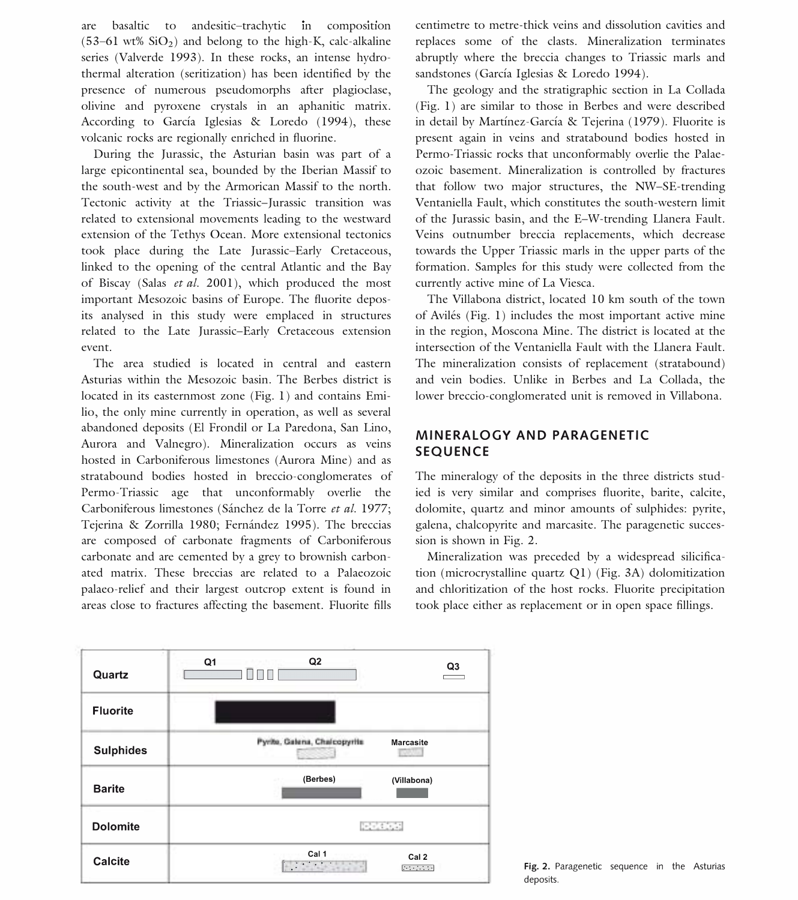are basaltic to andesitic–trachytic in composition (53–61 wt% $SiO_2$) and belong to the high-K, calc-alkaline series (Valverde 1993). In these rocks, an intense hydrothermal alteration (seritization) has been identified by the presence of numerous pseudomorphs after plagioclase, olivine and pyroxene crystals in an aphanitic matrix. According to García Iglesias & Loredo (1994), these volcanic rocks are regionally enriched in fluorine.

During the Jurassic, the Asturian basin was part of a large epicontinental sea, bounded by the Iberian Massif to the south-west and by the Armorican Massif to the north. Tectonic activity at the Triassic–Jurassic transition was related to extensional movements leading to the westward extension of the Tethys Ocean. More extensional tectonics took place during the Late Jurassic–Early Cretaceous, linked to the opening of the central Atlantic and the Bay of Biscay (Salas *et al.* 2001), which produced the most important Mesozoic basins of Europe. The fluorite deposits analysed in this study were emplaced in structures related to the Late Jurassic–Early Cretaceous extension event.

The area studied is located in central and eastern Asturias within the Mesozoic basin. The Berbes district is located in its easternmost zone (Fig. 1) and contains Emilio, the only mine currently in operation, as well as several abandoned deposits (El Frondil or La Paredona, San Lino, Aurora and Valnegro). Mineralization occurs as veins hosted in Carboniferous limestones (Aurora Mine) and as stratabound bodies hosted in breccio-conglomerates of Permo-Triassic age that unconformably overlie the Carboniferous limestones (Sánchez de la Torre *et al.* 1977; Tejerina & Zorrilla 1980; Fernández 1995). The breccias are composed of carbonate fragments of Carboniferous carbonate and are cemented by a grey to brownish carbonated matrix. These breccias are related to a Palaeozoic palaeo-relief and their largest outcrop extent is found in areas close to fractures affecting the basement. Fluorite fills centimetre to metre-thick veins and dissolution cavities and replaces some of the clasts. Mineralization terminates abruptly where the breccia changes to Triassic marls and sandstones (García Iglesias & Loredo 1994).

The geology and the stratigraphic section in La Collada (Fig. 1) are similar to those in Berbes and were described in detail by Martínez-García & Tejerina (1979). Fluorite is present again in veins and stratabound bodies hosted in Permo-Triassic rocks that unconformably overlie the Palaeozoic basement. Mineralization is controlled by fractures that follow two major structures, the NW–SE-trending Ventaniella Fault, which constitutes the south-western limit of the Jurassic basin, and the E–W-trending Llanera Fault. Veins outnumber breccia replacements, which decrease towards the Upper Triassic marls in the upper parts of the formation. Samples for this study were collected from the currently active mine of La Viesca.

The Villabona district, located 10 km south of the town of Avilés (Fig. 1) includes the most important active mine in the region, Moscona Mine. The district is located at the intersection of the Ventaniella Fault with the Llanera Fault. The mineralization consists of replacement (stratabound) and vein bodies. Unlike in Berbes and La Collada, the lower breccio-conglomerated unit is removed in Villabona.

## MINERALOGY AND PARAGENETIC SEQUENCE

The mineralogy of the deposits in the three districts studied is very similar and comprises fluorite, barite, calcite, dolomite, quartz and minor amounts of sulphides: pyrite, galena, chalcopyrite and marcasite. The paragenetic succession is shown in Fig. 2.

Mineralization was preceded by a widespread silicification (microcrystalline quartz Q1) (Fig. 3A) dolomitization and chloritization of the host rocks. Fluorite precipitation took place either as replacement or in open space fillings.

| | Stages (early → late) |
|---|---|
| Quartz | Q1, Q2, Q3 |
| Fluorite | |
| Sulphides | Pyrite, Galena, Chalcopyrite; Marcasite |
| Barite | (Berbes); (Villabona) |
| Dolomite | |
| Calcite | Cal 1; Cal 2 |

Fig. 2. Paragenetic sequence in the Asturias deposits.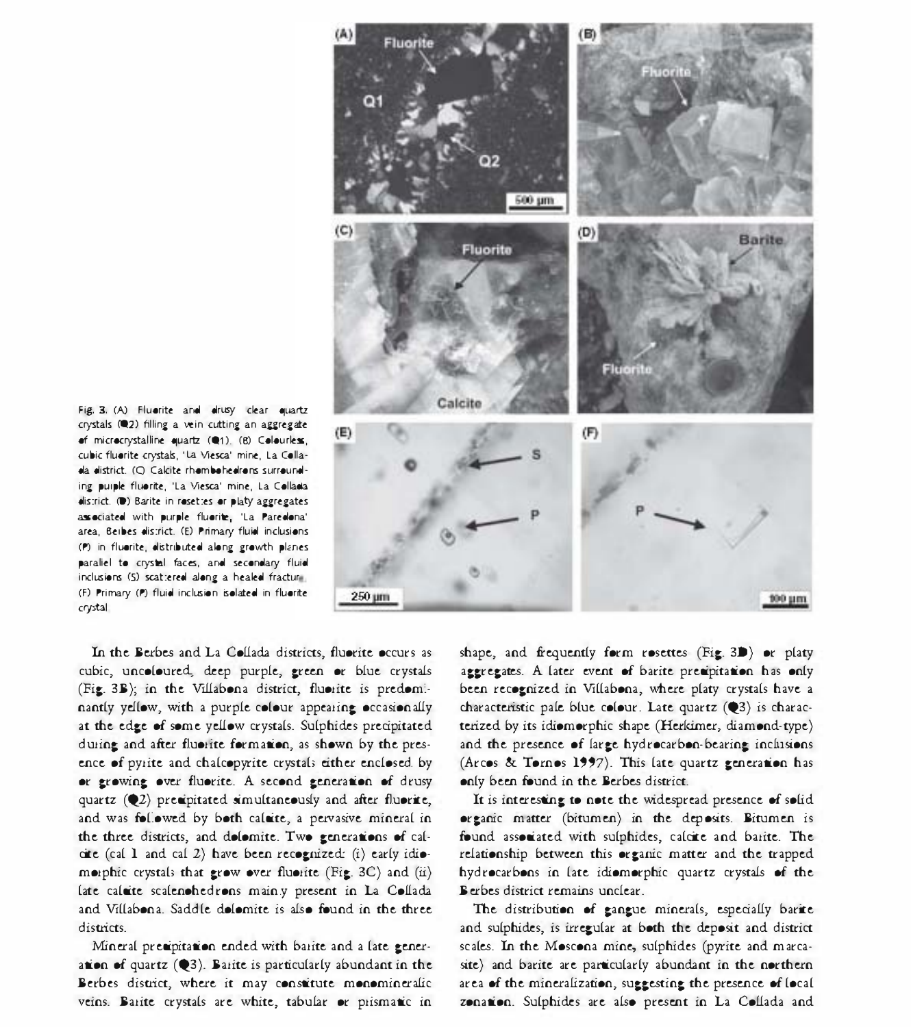Fig. 3. (A) Fluorite and drusy clear quartz crystals (Q2) filling a vein cutting an aggregate of microcrystalline quartz (Q1). (B) Colourless, cubic fluorite crystals, 'La Viesca' mine, La Collada district. (C) Calcite rhombohedrons surrounding purple fluorite, 'La Viesca' mine, La Collada district. (D) Barite in rosettes or platy aggregates associated with purple fluorite, 'La Paredona' area, Berbes district. (E) Primary fluid inclusions (P) in fluorite, distributed along growth planes parallel to crystal faces, and secondary fluid inclusions (S) scattered along a healed fracture. (F) Primary (P) fluid inclusion isolated in fluorite crystal.

In the Berbes and La Collada districts, fluorite occurs as cubic, uncoloured, deep purple, green or blue crystals (Fig. 3B); in the Villabona district, fluorite is predominantly yellow, with a purple colour appearing occasionally at the edge of some yellow crystals. Sulphides precipitated during and after fluorite formation, as shown by the presence of pyrite and chalcopyrite crystals either enclosed by or growing over fluorite. A second generation of drusy quartz (Q2) precipitated simultaneously and after fluorite, and was followed by both calcite, a pervasive mineral in the three districts, and dolomite. Two generations of calcite (cal 1 and cal 2) have been recognized: (i) early idiomorphic crystals that grow over fluorite (Fig. 3C) and (ii) late calcite scalenohedrons mainly present in La Collada and Villabona. Saddle dolomite is also found in the three districts.

Mineral precipitation ended with barite and a late generation of quartz (Q3). Barite is particularly abundant in the Berbes district, where it may constitute monomineralic veins. Barite crystals are white, tabular or prismatic in shape, and frequently form rosettes (Fig. 3D) or platy aggregates. A later event of barite precipitation has only been recognized in Villabona, where platy crystals have a characteristic pale blue colour. Late quartz (Q3) is characterized by its idiomorphic shape (Herkimer, diamond-type) and the presence of large hydrocarbon-bearing inclusions (Arcos & Tornos 1997). This late quartz generation has only been found in the Berbes district.

It is interesting to note the widespread presence of solid organic matter (bitumen) in the deposits. Bitumen is found associated with sulphides, calcite and barite. The relationship between this organic matter and the trapped hydrocarbons in late idiomorphic quartz crystals of the Berbes district remains unclear.

The distribution of gangue minerals, especially barite and sulphides, is irregular at both the deposit and district scales. In the Moscona mine, sulphides (pyrite and marcasite) and barite are particularly abundant in the northern area of the mineralization, suggesting the presence of local zonation. Sulphides are also present in La Collada and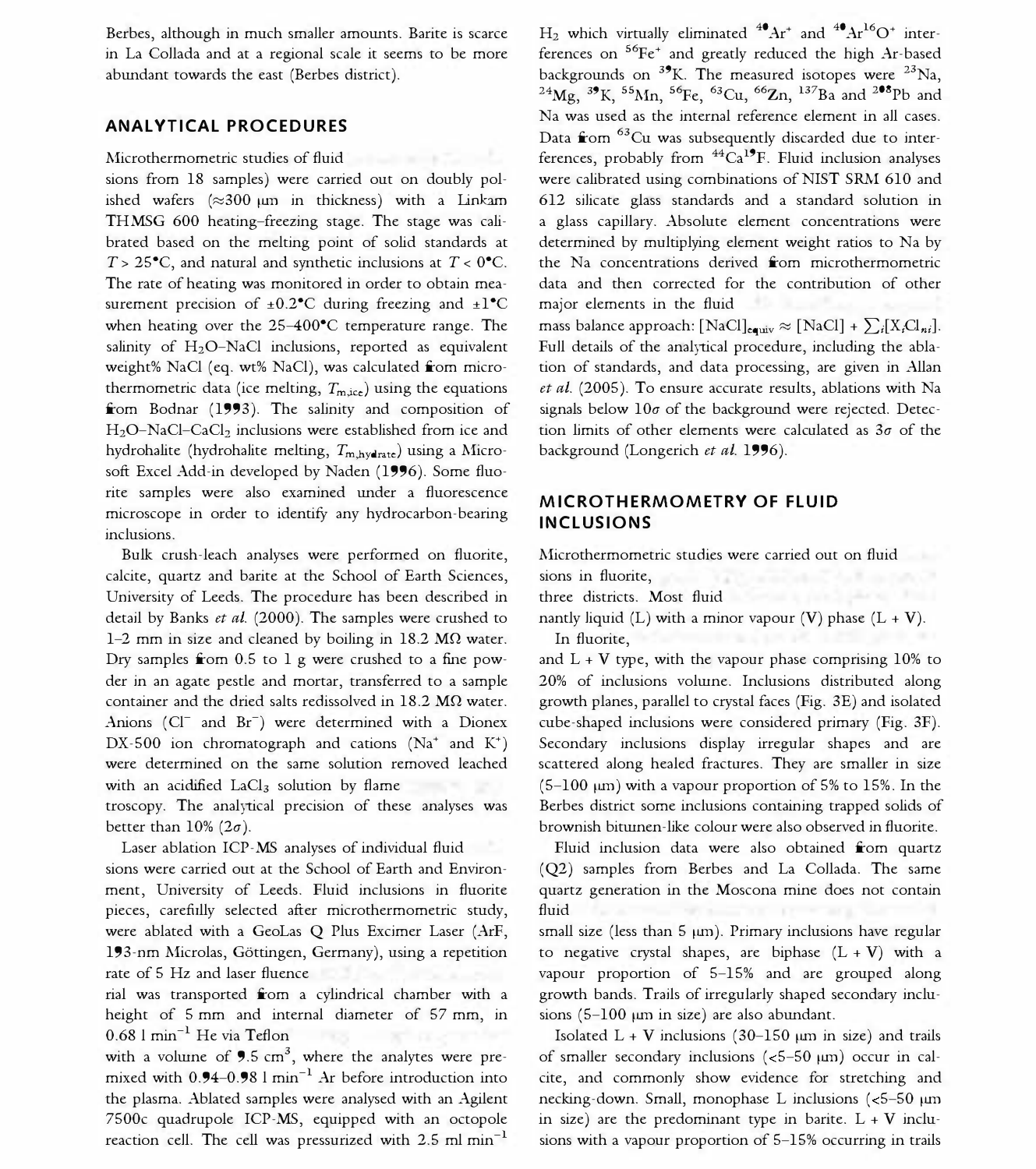Berbes, although in much smaller amounts. Barite is scarce in La Collada and at a regional scale it seems to be more abundant towards the east (Berbes district).

## ANALYTICAL PROCEDURES

Microthermometric studies of fluid sions from 18 samples) were carried out on doubly polished wafers (≈300 μm in thickness) with a Linkam THMSG 600 heating–freezing stage. The stage was calibrated based on the melting point of solid standards at $T > 25°C$, and natural and synthetic inclusions at $T < 0°C$. The rate of heating was monitored in order to obtain measurement precision of ±0.2°C during freezing and ±1°C when heating over the 25–400°C temperature range. The salinity of $H_2O$–NaCl inclusions, reported as equivalent weight% NaCl (eq. wt% NaCl), was calculated from microthermometric data (ice melting, $T_{m,ice}$) using the equations from Bodnar (1993). The salinity and composition of $H_2O$–NaCl–$CaCl_2$ inclusions were established from ice and hydrohalite (hydrohalite melting, $T_{m,hydrate}$) using a Microsoft Excel Add-in developed by Naden (1996). Some fluorite samples were also examined under a fluorescence microscope in order to identify any hydrocarbon-bearing inclusions.

Bulk crush-leach analyses were performed on fluorite, calcite, quartz and barite at the School of Earth Sciences, University of Leeds. The procedure has been described in detail by Banks *et al.* (2000). The samples were crushed to 1–2 mm in size and cleaned by boiling in 18.2 MΩ water. Dry samples from 0.5 to 1 g were crushed to a fine powder in an agate pestle and mortar, transferred to a sample container and the dried salts redissolved in 18.2 MΩ water. Anions ($Cl^-$ and $Br^-$) were determined with a Dionex DX-500 ion chromatograph and cations ($Na^+$ and $K^+$) were determined on the same solution removed leached with an acidified $LaCl_3$ solution by flame troscopy. The analytical precision of these analyses was better than 10% (2σ).

Laser ablation ICP-MS analyses of individual fluid sions were carried out at the School of Earth and Environment, University of Leeds. Fluid inclusions in fluorite pieces, carefully selected after microthermometric study, were ablated with a GeoLas Q Plus Excimer Laser (ArF, 193-nm Microlas, Göttingen, Germany), using a repetition rate of 5 Hz and laser fluence rial was transported from a cylindrical chamber with a height of 5 mm and internal diameter of 57 mm, in 0.68 l min$^{-1}$ He via Teflon with a volume of 9.5 cm$^3$, where the analytes were premixed with 0.94–0.98 l min$^{-1}$ Ar before introduction into the plasma. Ablated samples were analysed with an Agilent 7500c quadrupole ICP-MS, equipped with an octopole reaction cell. The cell was pressurized with 2.5 ml min$^{-1}$ $H_2$ which virtually eliminated $^{40}Ar^+$ and $^{40}Ar^{16}O^+$ interferences on $^{56}Fe^+$ and greatly reduced the high Ar-based backgrounds on $^{39}K$. The measured isotopes were $^{23}Na$, $^{24}Mg$, $^{39}K$, $^{55}Mn$, $^{56}Fe$, $^{63}Cu$, $^{66}Zn$, $^{137}Ba$ and $^{208}Pb$ and Na was used as the internal reference element in all cases. Data from $^{63}Cu$ was subsequently discarded due to interferences, probably from $^{44}Ca^{19}F$. Fluid inclusion analyses were calibrated using combinations of NIST SRM 610 and 612 silicate glass standards and a standard solution in a glass capillary. Absolute element concentrations were determined by multiplying element weight ratios to Na by the Na concentrations derived from microthermometric data and then corrected for the contribution of other major elements in the fluid mass balance approach: $[NaCl]_{equiv} \approx [NaCl] + \sum_i [X_i Cl_{ni}]$. Full details of the analytical procedure, including the ablation of standards, and data processing, are given in Allan *et al.* (2005). To ensure accurate results, ablations with Na signals below 10σ of the background were rejected. Detection limits of other elements were calculated as 3σ of the background (Longerich *et al.* 1996).

## MICROTHERMOMETRY OF FLUID INCLUSIONS

Microthermometric studies were carried out on fluid sions in fluorite, three districts. Most fluid nantly liquid (L) with a minor vapour (V) phase (L + V).

In fluorite, and L + V type, with the vapour phase comprising 10% to 20% of inclusions volume. Inclusions distributed along growth planes, parallel to crystal faces (Fig. 3E) and isolated cube-shaped inclusions were considered primary (Fig. 3F). Secondary inclusions display irregular shapes and are scattered along healed fractures. They are smaller in size (5–100 μm) with a vapour proportion of 5% to 15%. In the Berbes district some inclusions containing trapped solids of brownish bitumen-like colour were also observed in fluorite.

Fluid inclusion data were also obtained from quartz (Q2) samples from Berbes and La Collada. The same quartz generation in the Moscona mine does not contain fluid small size (less than 5 μm). Primary inclusions have regular to negative crystal shapes, are biphase (L + V) with a vapour proportion of 5–15% and are grouped along growth bands. Trails of irregularly shaped secondary inclusions (5–100 μm in size) are also abundant.

Isolated L + V inclusions (30–150 μm in size) and trails of smaller secondary inclusions (<5–50 μm) occur in calcite, and commonly show evidence for stretching and necking-down. Small, monophase L inclusions (<5–50 μm in size) are the predominant type in barite. L + V inclusions with a vapour proportion of 5–15% occurring in trails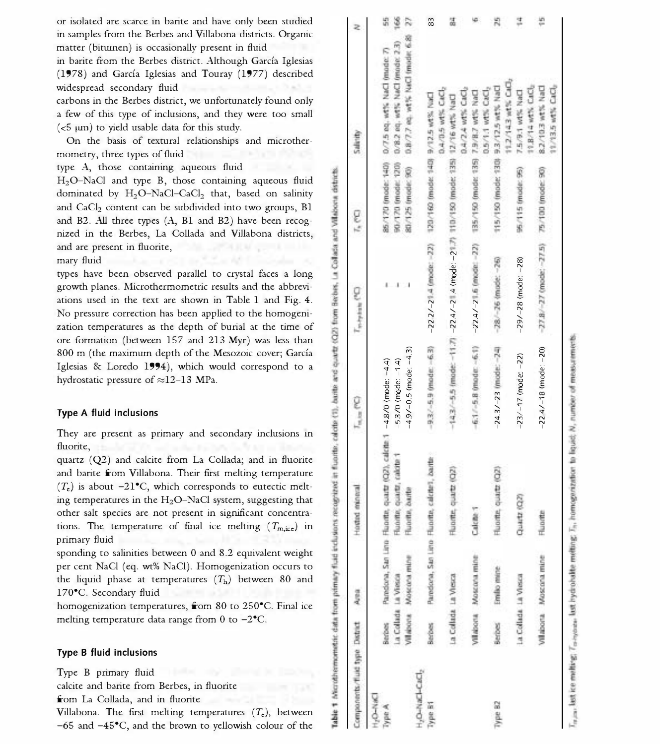or isolated are scarce in barite and have only been studied in samples from the Berbes and Villabona districts. Organic matter (bitumen) is occasionally present in fluid

in barite from the Berbes district. Although García Iglesias (1978) and García Iglesias and Touray (1977) described widespread secondary fluid

carbons in the Berbes district, we unfortunately found only a few of this type of inclusions, and they were too small (<5 μm) to yield usable data for this study.

On the basis of textural relationships and microthermometry, three types of fluid

type A, those containing aqueous fluid $H_2O$–NaCl and type B, those containing aqueous fluid dominated by $H_2O$–NaCl–$CaCl_2$ that, based on salinity and $CaCl_2$ content can be subdivided into two groups, B1 and B2. All three types (A, B1 and B2) have been recognized in the Berbes, La Collada and Villabona districts, and are present in fluorite,

mary fluid

types have been observed parallel to crystal faces a long growth planes. Microthermometric results and the abbreviations used in the text are shown in Table 1 and Fig. 4. No pressure correction has been applied to the homogenization temperatures as the depth of burial at the time of ore formation (between 157 and 213 Myr) was less than 800 m (the maximum depth of the Mesozoic cover; García Iglesias & Loredo 1994), which would correspond to a hydrostatic pressure of ≈12–13 MPa.

## Type A fluid inclusions

They are present as primary and secondary inclusions in fluorite,

quartz (Q2) and calcite from La Collada; and in fluorite and barite from Villabona. Their first melting temperature ($T_e$) is about −21°C, which corresponds to eutectic melting temperatures in the $H_2O$–NaCl system, suggesting that other salt species are not present in significant concentrations. The temperature of final ice melting ($T_{m,ice}$) in primary fluid

sponding to salinities between 0 and 8.2 equivalent weight per cent NaCl (eq. wt% NaCl). Homogenization occurs to the liquid phase at temperatures ($T_h$) between 80 and 170°C. Secondary fluid

homogenization temperatures, from 80 to 250°C. Final ice melting temperature data range from 0 to −2°C.

## Type B fluid inclusions

Type B primary fluid

calcite and barite from Berbes, in fluorite

from La Collada, and in fluorite

Villabona. The first melting temperatures ($T_e$), between −65 and −45°C, and the brown to yellowish colour of the

**Table 1** Microthermometric data from primary fluid inclusions recognized in fluorite, calcite (1), barite and quartz (Q2) from Berbes, La Collada and Villabona districts.

| Components/fluid type | District | Area | Hosted mineral | $T_{m,ice}$ (°C) | $T_{m\text{-}hydrate}$ (°C) | $T_h$ (°C) | Salinity | N |
|---|---|---|---|---|---|---|---|---|
| $H_2O$–NaCl | | | | | | | | |
| Type A | Berbes | Paredona, San Lino | Fluorite, quartz (Q2), calcite 1 | −4.8/0 (mode: −4.4) | – | 85/170 (mode: 140) | 0/7.5 eq. wt% NaCl (mode: 7) | 55 |
| | La Collada | La Viesca | Fluorite, quartz, calcite 1 | −5.3/0 (mode: −1.4) | – | 90/170 (mode: 120) | 0/8.2 eq. wt% NaCl (mode: 2.3) | 166 |
| | Villabona | Moscona mine | Fluorite, barite | −4.9/−0.5 (mode: −4.3) | – | 80/125 (mode: 90) | 0.8/7.7 eq. wt% NaCl (mode: 6.8) | 27 |
| $H_2O$–NaCl–$CaCl_2$ | | | | | | | | |
| Type B1 | Berbes | Paredona, San Lino | Fluorite, calcite1, barite | −9.3/−5.9 (mode: −6.3) | −22.2/−21.4 (mode: −22) | 120/160 (mode: 140) | 9/12.5 wt% NaCl<br>0.4/0.5 wt% $CaCl_2$ | 83 |
| | La Collada | La Viesca | Fluorite, quartz (Q2) | −14.3/−5.5 (mode: −11.7) | −22.4/−21.4 (mode: −21.7) | 110/150 (mode: 135) | 12/16 wt% NaCl<br>0.4/2.4 wt% $CaCl_2$ | 84 |
| | Villabona | Moscona mine | Calcite 1 | −6.1/−5.8 (mode: −6.1) | −22.4/−21.6 (mode: −22) | 135/150 (mode: 135) | 7.9/8.7 wt% NaCl<br>0.5/1.1 wt% $CaCl_2$ | 6 |
| Type B2 | Berbes | Emilio mine | Fluorite, quartz (Q2) | −24.3/−23 (mode: −24) | −28/−26 (mode: −26) | 115/150 (mode: 130) | 9.3/12.5 wt% NaCl<br>11.2/14.3 wt% $CaCl_2$ | 25 |
| | La Collada | La Viesca | Quartz (Q2) | −23/−17 (mode: −22) | −29/−28 (mode: −28) | 95/115 (mode: 95) | 7.5/9.1 wt% NaCl<br>11.8/14 wt% $CaCl_2$ | 14 |
| | Villabona | Moscona mine | Fluorite | −22.4/−18 (mode: −20) | −27.8/−27 (mode: −27.5) | 75/100 (mode: 90) | 8.2/10.3 wt% NaCl<br>11/13.5 wt% $CaCl_2$ | 15 |

$T_{m,ice}$, last ice melting; $T_{m\text{-}hydrate}$, last hydrohalite melting; $T_h$, homogenization to liquid; N, number of measurements.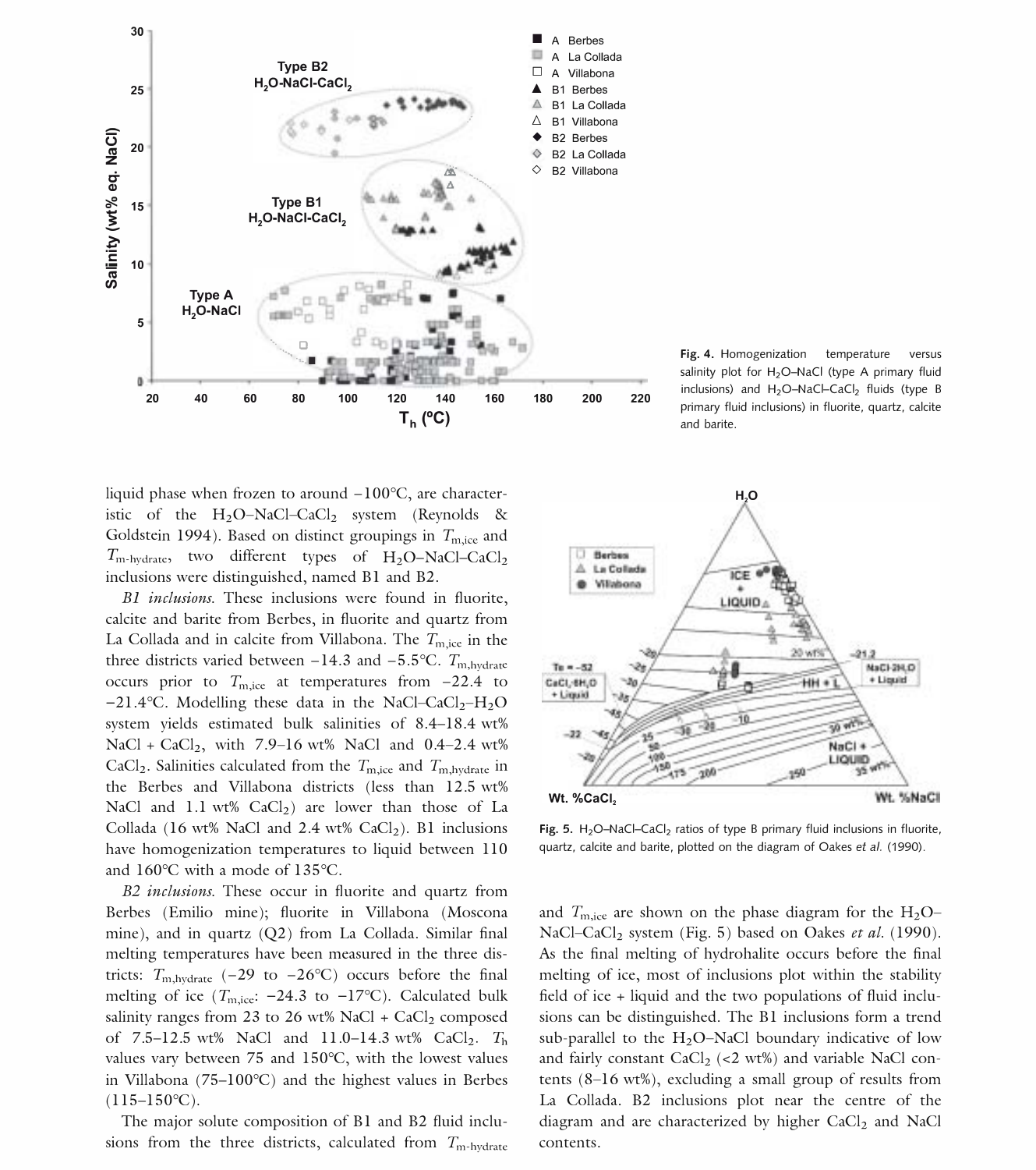Fig. 4. Homogenization temperature versus salinity plot for $H_2O$–NaCl (type A primary fluid inclusions) and $H_2O$–NaCl–$CaCl_2$ fluids (type B primary fluid inclusions) in fluorite, quartz, calcite and barite.

liquid phase when frozen to around −100°C, are characteristic of the $H_2O$–NaCl–$CaCl_2$ system (Reynolds & Goldstein 1994). Based on distinct groupings in $T_{m,ice}$ and $T_{m\text{-hydrate}}$, two different types of $H_2O$–NaCl–$CaCl_2$ inclusions were distinguished, named B1 and B2.

*B1 inclusions.* These inclusions were found in fluorite, calcite and barite from Berbes, in fluorite and quartz from La Collada and in calcite from Villabona. The $T_{m,ice}$ in the three districts varied between −14.3 and −5.5°C. $T_{m,hydrate}$ occurs prior to $T_{m,ice}$ at temperatures from −22.4 to −21.4°C. Modelling these data in the NaCl–$CaCl_2$–$H_2O$ system yields estimated bulk salinities of 8.4–18.4 wt% NaCl + $CaCl_2$, with 7.9–16 wt% NaCl and 0.4–2.4 wt% $CaCl_2$. Salinities calculated from the $T_{m,ice}$ and $T_{m,hydrate}$ in the Berbes and Villabona districts (less than 12.5 wt% NaCl and 1.1 wt% $CaCl_2$) are lower than those of La Collada (16 wt% NaCl and 2.4 wt% $CaCl_2$). B1 inclusions have homogenization temperatures to liquid between 110 and 160°C with a mode of 135°C.

*B2 inclusions.* These occur in fluorite and quartz from Berbes (Emilio mine); fluorite in Villabona (Moscona mine), and in quartz (Q2) from La Collada. Similar final melting temperatures have been measured in the three districts: $T_{m,hydrate}$ (−29 to −26°C) occurs before the final melting of ice ($T_{m,ice}$: −24.3 to −17°C). Calculated bulk salinity ranges from 23 to 26 wt% NaCl + $CaCl_2$ composed of 7.5–12.5 wt% NaCl and 11.0–14.3 wt% $CaCl_2$. $T_h$ values vary between 75 and 150°C, with the lowest values in Villabona (75–100°C) and the highest values in Berbes (115–150°C).

The major solute composition of B1 and B2 fluid inclusions from the three districts, calculated from $T_{m\text{-hydrate}}$ and $T_{m,ice}$ are shown on the phase diagram for the $H_2O$–NaCl–$CaCl_2$ system (Fig. 5) based on Oakes *et al.* (1990). As the final melting of hydrohalite occurs before the final melting of ice, most of inclusions plot within the stability field of ice + liquid and the two populations of fluid inclusions can be distinguished. The B1 inclusions form a trend sub-parallel to the $H_2O$–NaCl boundary indicative of low and fairly constant $CaCl_2$ (<2 wt%) and variable NaCl contents (8–16 wt%), excluding a small group of results from La Collada. B2 inclusions plot near the centre of the diagram and are characterized by higher $CaCl_2$ and NaCl contents.

Fig. 5. $H_2O$–NaCl–$CaCl_2$ ratios of type B primary fluid inclusions in fluorite, quartz, calcite and barite, plotted on the diagram of Oakes *et al.* (1990).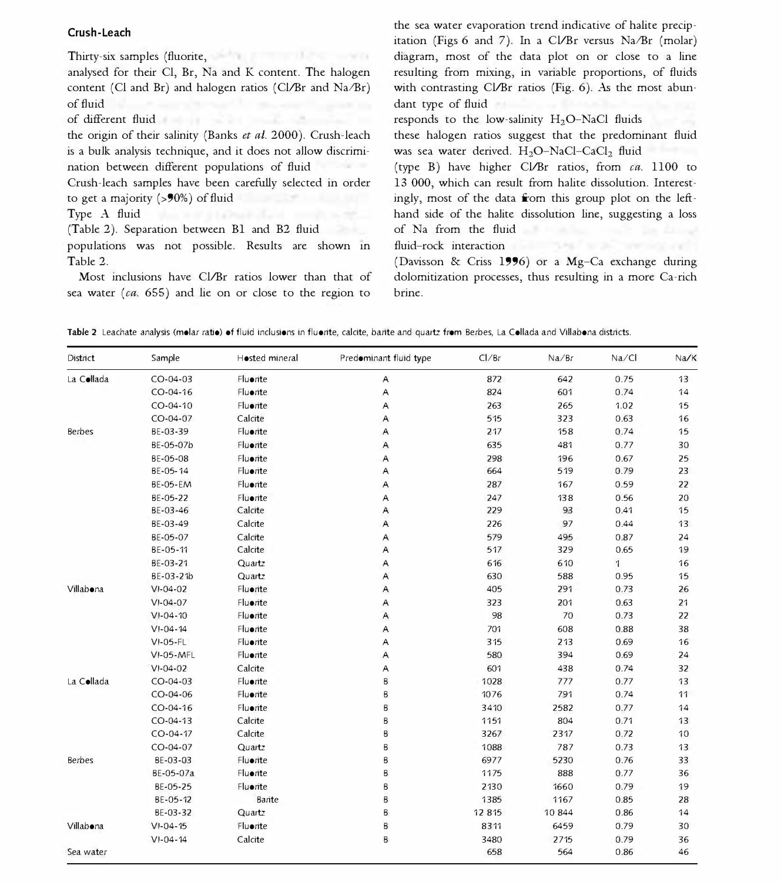## Crush-Leach

Thirty-six samples (fluorite,

analysed for their Cl, Br, Na and K content. The halogen content (Cl and Br) and halogen ratios (Cl/Br and Na/Br) of fluid

of different fluid

the origin of their salinity (Banks *et al.* 2000). Crush-leach is a bulk analysis technique, and it does not allow discrimination between different populations of fluid

Crush-leach samples have been carefully selected in order to get a majority (>90%) of fluid

Type A fluid

(Table 2). Separation between B1 and B2 fluid populations was not possible. Results are shown in Table 2.

Most inclusions have Cl/Br ratios lower than that of sea water (*ca.* 655) and lie on or close to the region to the sea water evaporation trend indicative of halite precipitation (Figs 6 and 7). In a Cl/Br versus Na/Br (molar) diagram, most of the data plot on or close to a line resulting from mixing, in variable proportions, of fluids with contrasting Cl/Br ratios (Fig. 6). As the most abundant type of fluid

responds to the low-salinity $H_2O$–NaCl fluids

these halogen ratios suggest that the predominant fluid was sea water derived. $H_2O$–NaCl–$CaCl_2$ fluid

(type B) have higher Cl/Br ratios, from *ca.* 1100 to 13 000, which can result from halite dissolution. Interestingly, most of the data from this group plot on the left-hand side of the halite dissolution line, suggesting a loss of Na from the fluid

fluid–rock interaction

(Davisson & Criss 1996) or a Mg–Ca exchange during dolomitization processes, thus resulting in a more Ca-rich brine.

**Table 2** Leachate analysis (molar ratio) of fluid inclusions in fluorite, calcite, barite and quartz from Berbes, La Collada and Villabona districts.

| District | Sample | Hosted mineral | Predominant fluid type | Cl/Br | Na/Br | Na/Cl | Na/K |
|---|---|---|---|---|---|---|---|
| La Collada | CO-04-03 | Fluorite | A | 872 | 642 | 0.75 | 13 |
| | CO-04-16 | Fluorite | A | 824 | 601 | 0.74 | 14 |
| | CO-04-10 | Fluorite | A | 263 | 265 | 1.02 | 15 |
| | CO-04-07 | Calcite | A | 515 | 323 | 0.63 | 16 |
| Berbes | BE-03-39 | Fluorite | A | 217 | 158 | 0.74 | 15 |
| | BE-05-07b | Fluorite | A | 635 | 481 | 0.77 | 30 |
| | BE-05-08 | Fluorite | A | 298 | 196 | 0.67 | 25 |
| | BE-05-14 | Fluorite | A | 664 | 519 | 0.79 | 23 |
| | BE-05-EM | Fluorite | A | 287 | 167 | 0.59 | 22 |
| | BE-05-22 | Fluorite | A | 247 | 138 | 0.56 | 20 |
| | BE-03-46 | Calcite | A | 229 | 93 | 0.41 | 15 |
| | BE-03-49 | Calcite | A | 226 | 97 | 0.44 | 13 |
| | BE-05-07 | Calcite | A | 579 | 495 | 0.87 | 24 |
| | BE-05-11 | Calcite | A | 517 | 329 | 0.65 | 19 |
| | BE-03-21 | Quartz | A | 616 | 610 | 1 | 16 |
| | BE-03-21b | Quartz | A | 630 | 588 | 0.95 | 15 |
| Villabona | VI-04-02 | Fluorite | A | 405 | 291 | 0.73 | 26 |
| | VI-04-07 | Fluorite | A | 323 | 201 | 0.63 | 21 |
| | VI-04-10 | Fluorite | A | 98 | 70 | 0.73 | 22 |
| | VI-04-14 | Fluorite | A | 701 | 608 | 0.88 | 38 |
| | VI-05-FL | Fluorite | A | 315 | 213 | 0.69 | 16 |
| | VI-05-MFL | Fluorite | A | 580 | 394 | 0.69 | 24 |
| | VI-04-02 | Calcite | A | 601 | 438 | 0.74 | 32 |
| La Collada | CO-04-03 | Fluorite | B | 1028 | 777 | 0.77 | 13 |
| | CO-04-06 | Fluorite | B | 1076 | 791 | 0.74 | 11 |
| | CO-04-16 | Fluorite | B | 3410 | 2582 | 0.77 | 14 |
| | CO-04-13 | Calcite | B | 1151 | 804 | 0.71 | 13 |
| | CO-04-17 | Calcite | B | 3267 | 2317 | 0.72 | 10 |
| | CO-04-07 | Quartz | B | 1088 | 787 | 0.73 | 13 |
| Berbes | BE-03-03 | Fluorite | B | 6977 | 5230 | 0.76 | 33 |
| | BE-05-07a | Fluorite | B | 1175 | 888 | 0.77 | 36 |
| | BE-05-25 | Fluorite | B | 2130 | 1660 | 0.79 | 19 |
| | BE-05-12 | Barite | B | 1385 | 1167 | 0.85 | 28 |
| | BE-03-32 | Quartz | B | 12 815 | 10 844 | 0.86 | 14 |
| Villabona | VI-04-15 | Fluorite | B | 8311 | 6459 | 0.79 | 30 |
| | VI-04-14 | Calcite | B | 3480 | 2715 | 0.79 | 36 |
| Sea water | | | | 658 | 564 | 0.86 | 46 |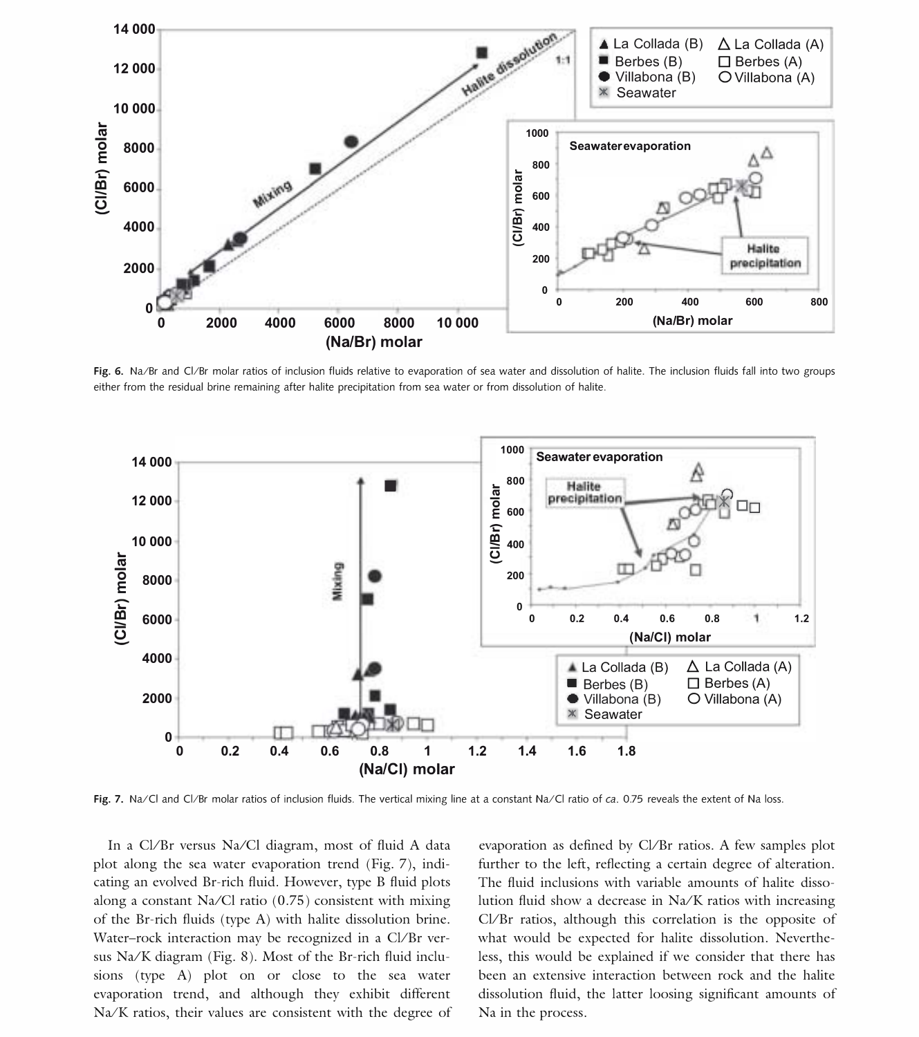Fig. 6. Na/Br and Cl/Br molar ratios of inclusion fluids relative to evaporation of sea water and dissolution of halite. The inclusion fluids fall into two groups either from the residual brine remaining after halite precipitation from sea water or from dissolution of halite.

Fig. 7. Na/Cl and Cl/Br molar ratios of inclusion fluids. The vertical mixing line at a constant Na/Cl ratio of *ca*. 0.75 reveals the extent of Na loss.

In a Cl/Br versus Na/Cl diagram, most of fluid A data plot along the sea water evaporation trend (Fig. 7), indicating an evolved Br-rich fluid. However, type B fluid plots along a constant Na/Cl ratio (0.75) consistent with mixing of the Br-rich fluids (type A) with halite dissolution brine. Water–rock interaction may be recognized in a Cl/Br versus Na/K diagram (Fig. 8). Most of the Br-rich fluid inclusions (type A) plot on or close to the sea water evaporation trend, and although they exhibit different Na/K ratios, their values are consistent with the degree of evaporation as defined by Cl/Br ratios. A few samples plot further to the left, reflecting a certain degree of alteration. The fluid inclusions with variable amounts of halite dissolution fluid show a decrease in Na/K ratios with increasing Cl/Br ratios, although this correlation is the opposite of what would be expected for halite dissolution. Nevertheless, this would be explained if we consider that there has been an extensive interaction between rock and the halite dissolution fluid, the latter loosing significant amounts of Na in the process.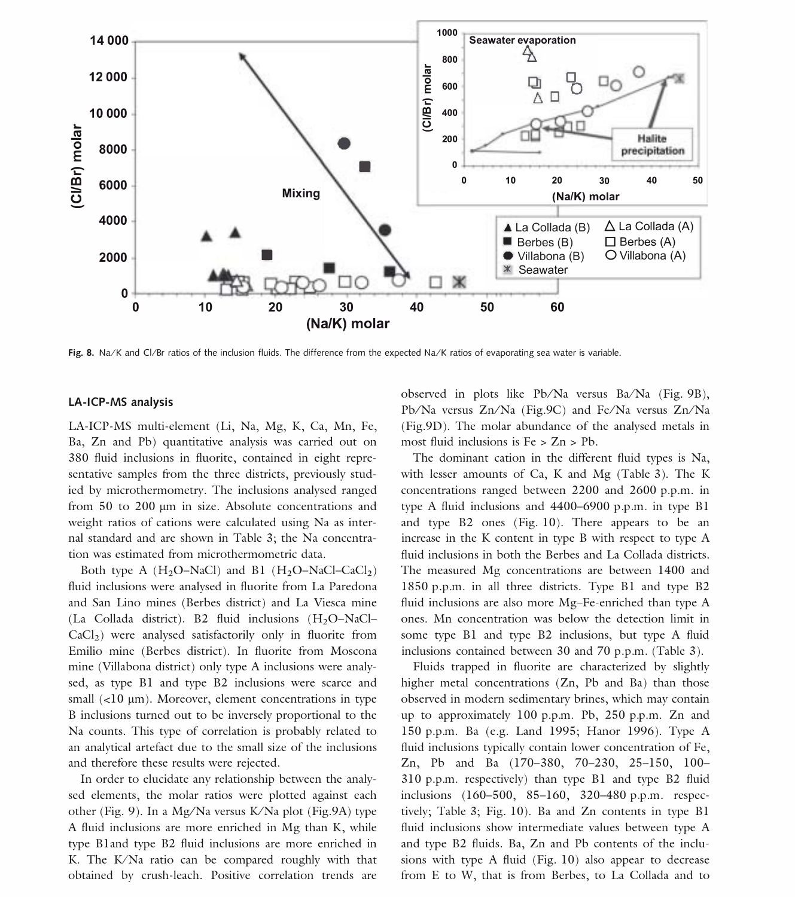Fig. 8. Na/K and Cl/Br ratios of the inclusion fluids. The difference from the expected Na/K ratios of evaporating sea water is variable.

## LA-ICP-MS analysis

LA-ICP-MS multi-element (Li, Na, Mg, K, Ca, Mn, Fe, Ba, Zn and Pb) quantitative analysis was carried out on 380 fluid inclusions in fluorite, contained in eight representative samples from the three districts, previously studied by microthermometry. The inclusions analysed ranged from 50 to 200 μm in size. Absolute concentrations and weight ratios of cations were calculated using Na as internal standard and are shown in Table 3; the Na concentration was estimated from microthermometric data.

Both type A ($H_2O$–NaCl) and B1 ($H_2O$–NaCl–$CaCl_2$) fluid inclusions were analysed in fluorite from La Paredona and San Lino mines (Berbes district) and La Viesca mine (La Collada district). B2 fluid inclusions ($H_2O$–NaCl–$CaCl_2$) were analysed satisfactorily only in fluorite from Emilio mine (Berbes district). In fluorite from Moscona mine (Villabona district) only type A inclusions were analysed, as type B1 and type B2 inclusions were scarce and small (<10 μm). Moreover, element concentrations in type B inclusions turned out to be inversely proportional to the Na counts. This type of correlation is probably related to an analytical artefact due to the small size of the inclusions and therefore these results were rejected.

In order to elucidate any relationship between the analysed elements, the molar ratios were plotted against each other (Fig. 9). In a Mg/Na versus K/Na plot (Fig.9A) type A fluid inclusions are more enriched in Mg than K, while type B1and type B2 fluid inclusions are more enriched in K. The K/Na ratio can be compared roughly with that obtained by crush-leach. Positive correlation trends are observed in plots like Pb/Na versus Ba/Na (Fig. 9B), Pb/Na versus Zn/Na (Fig.9C) and Fe/Na versus Zn/Na (Fig.9D). The molar abundance of the analysed metals in most fluid inclusions is Fe > Zn > Pb.

The dominant cation in the different fluid types is Na, with lesser amounts of Ca, K and Mg (Table 3). The K concentrations ranged between 2200 and 2600 p.p.m. in type A fluid inclusions and 4400–6900 p.p.m. in type B1 and type B2 ones (Fig. 10). There appears to be an increase in the K content in type B with respect to type A fluid inclusions in both the Berbes and La Collada districts. The measured Mg concentrations are between 1400 and 1850 p.p.m. in all three districts. Type B1 and type B2 fluid inclusions are also more Mg–Fe-enriched than type A ones. Mn concentration was below the detection limit in some type B1 and type B2 inclusions, but type A fluid inclusions contained between 30 and 70 p.p.m. (Table 3).

Fluids trapped in fluorite are characterized by slightly higher metal concentrations (Zn, Pb and Ba) than those observed in modern sedimentary brines, which may contain up to approximately 100 p.p.m. Pb, 250 p.p.m. Zn and 150 p.p.m. Ba (e.g. Land 1995; Hanor 1996). Type A fluid inclusions typically contain lower concentration of Fe, Zn, Pb and Ba (170–380, 70–230, 25–150, 100–310 p.p.m. respectively) than type B1 and type B2 fluid inclusions (160–500, 85–160, 320–480 p.p.m. respectively; Table 3; Fig. 10). Ba and Zn contents in type B1 fluid inclusions show intermediate values between type A and type B2 fluids. Ba, Zn and Pb contents of the inclusions with type A fluid (Fig. 10) also appear to decrease from E to W, that is from Berbes, to La Collada and to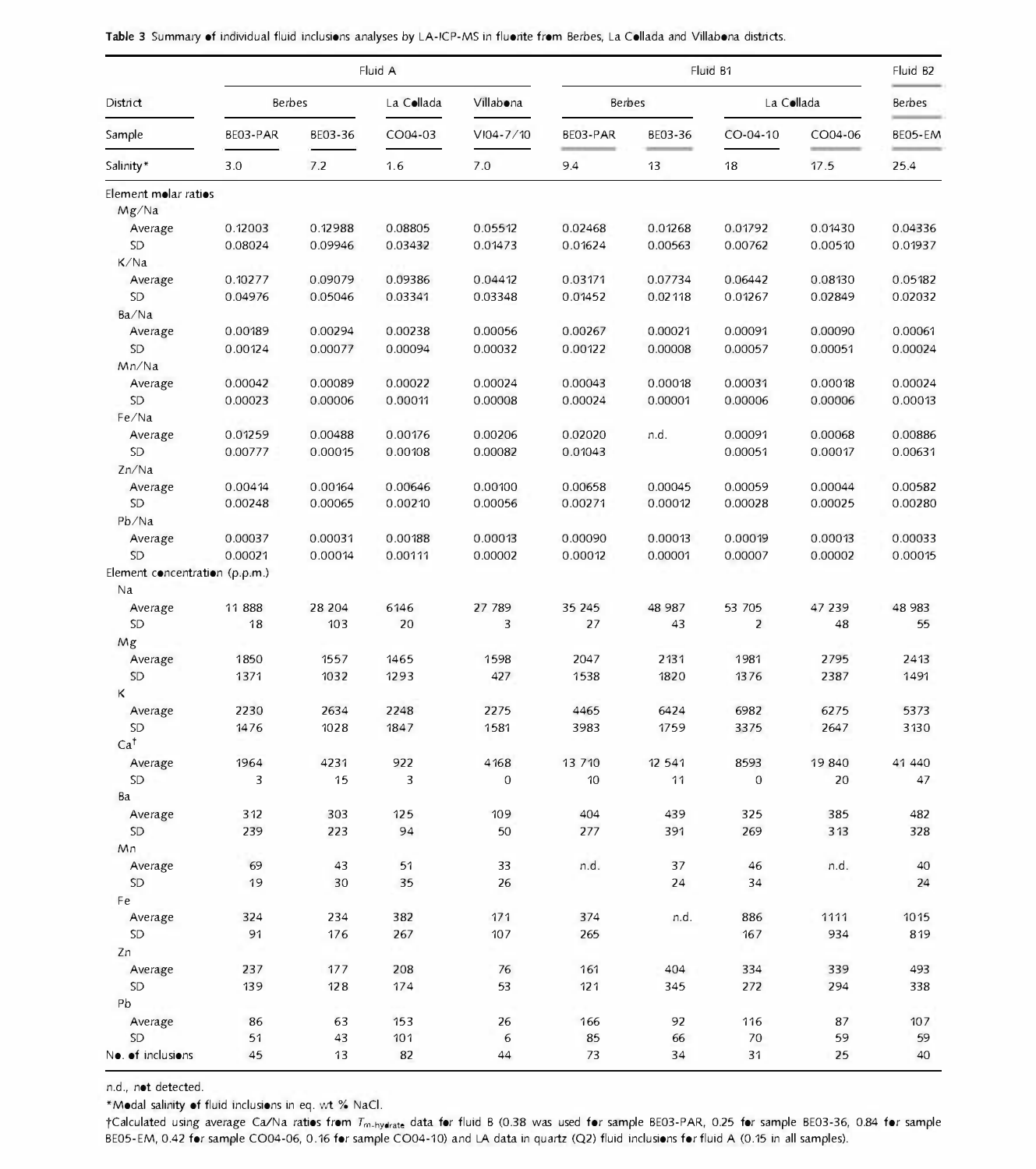**Table 3** Summary of individual fluid inclusions analyses by LA-ICP-MS in fluorite from Berbes, La Collada and Villabona districts.

| | Fluid A | | | | Fluid B1 | | | | Fluid B2 |
|---|---|---|---|---|---|---|---|---|---|
| District | Berbes | | La Collada | Villabona | Berbes | | La Collada | | Berbes |
| Sample | BE03-PAR | BE03-36 | CO04-03 | VI04-7/10 | BE03-PAR | BE03-36 | CO-04-10 | CO04-06 | BE05-EM |
| Salinity* | 3.0 | 7.2 | 1.6 | 7.0 | 9.4 | 13 | 18 | 17.5 | 25.4 |
| **Element molar ratios** | | | | | | | | | |
| Mg/Na | | | | | | | | | |
| Average | 0.12003 | 0.12988 | 0.08805 | 0.05512 | 0.02468 | 0.01268 | 0.01792 | 0.01430 | 0.04336 |
| SD | 0.08024 | 0.09946 | 0.03432 | 0.01473 | 0.01624 | 0.00563 | 0.00762 | 0.00510 | 0.01937 |
| K/Na | | | | | | | | | |
| Average | 0.10277 | 0.09079 | 0.09386 | 0.04412 | 0.03171 | 0.07734 | 0.06442 | 0.08130 | 0.05182 |
| SD | 0.04976 | 0.05046 | 0.03341 | 0.03348 | 0.01452 | 0.02118 | 0.01267 | 0.02849 | 0.02032 |
| Ba/Na | | | | | | | | | |
| Average | 0.00189 | 0.00294 | 0.00238 | 0.00056 | 0.00267 | 0.00021 | 0.00091 | 0.00090 | 0.00061 |
| SD | 0.00124 | 0.00077 | 0.00094 | 0.00032 | 0.00122 | 0.00008 | 0.00057 | 0.00051 | 0.00024 |
| Mn/Na | | | | | | | | | |
| Average | 0.00042 | 0.00089 | 0.00022 | 0.00024 | 0.00043 | 0.00018 | 0.00031 | 0.00018 | 0.00024 |
| SD | 0.00023 | 0.00006 | 0.00011 | 0.00008 | 0.00024 | 0.00001 | 0.00006 | 0.00006 | 0.00013 |
| Fe/Na | | | | | | | | | |
| Average | 0.01259 | 0.00488 | 0.00176 | 0.00206 | 0.02020 | n.d. | 0.00091 | 0.00068 | 0.00886 |
| SD | 0.00777 | 0.00015 | 0.00108 | 0.00082 | 0.01043 | | 0.00051 | 0.00017 | 0.00631 |
| Zn/Na | | | | | | | | | |
| Average | 0.00414 | 0.00164 | 0.00646 | 0.00100 | 0.00658 | 0.00045 | 0.00059 | 0.00044 | 0.00582 |
| SD | 0.00248 | 0.00065 | 0.00210 | 0.00056 | 0.00271 | 0.00012 | 0.00028 | 0.00025 | 0.00280 |
| Pb/Na | | | | | | | | | |
| Average | 0.00037 | 0.00031 | 0.00188 | 0.00013 | 0.00090 | 0.00013 | 0.00019 | 0.00013 | 0.00033 |
| SD | 0.00021 | 0.00014 | 0.00111 | 0.00002 | 0.00012 | 0.00001 | 0.00007 | 0.00002 | 0.00015 |
| **Element concentration (p.p.m.)** | | | | | | | | | |
| Na | | | | | | | | | |
| Average | 11 888 | 28 204 | 6146 | 27 789 | 35 245 | 48 987 | 53 705 | 47 239 | 48 983 |
| SD | 18 | 103 | 20 | 3 | 27 | 43 | 2 | 48 | 55 |
| Mg | | | | | | | | | |
| Average | 1850 | 1557 | 1465 | 1598 | 2047 | 2131 | 1981 | 2795 | 2413 |
| SD | 1371 | 1032 | 1293 | 427 | 1538 | 1820 | 1376 | 2387 | 1491 |
| K | | | | | | | | | |
| Average | 2230 | 2634 | 2248 | 2275 | 4465 | 6424 | 6982 | 6275 | 5373 |
| SD | 1476 | 1028 | 1847 | 1581 | 3983 | 1759 | 3375 | 2647 | 3130 |
| Ca† | | | | | | | | | |
| Average | 1964 | 4231 | 922 | 4168 | 13 710 | 12 541 | 8593 | 19 840 | 41 440 |
| SD | 3 | 15 | 3 | 0 | 10 | 11 | 0 | 20 | 47 |
| Ba | | | | | | | | | |
| Average | 312 | 303 | 125 | 109 | 404 | 439 | 325 | 385 | 482 |
| SD | 239 | 223 | 94 | 50 | 277 | 391 | 269 | 313 | 328 |
| Mn | | | | | | | | | |
| Average | 69 | 43 | 51 | 33 | n.d. | 37 | 46 | n.d. | 40 |
| SD | 19 | 30 | 35 | 26 | | 24 | 34 | | 24 |
| Fe | | | | | | | | | |
| Average | 324 | 234 | 382 | 171 | 374 | n.d. | 886 | 1111 | 1015 |
| SD | 91 | 176 | 267 | 107 | 265 | | 167 | 934 | 819 |
| Zn | | | | | | | | | |
| Average | 237 | 177 | 208 | 76 | 161 | 404 | 334 | 339 | 493 |
| SD | 139 | 128 | 174 | 53 | 121 | 345 | 272 | 294 | 338 |
| Pb | | | | | | | | | |
| Average | 86 | 63 | 153 | 26 | 166 | 92 | 116 | 87 | 107 |
| SD | 51 | 43 | 101 | 6 | 85 | 66 | 70 | 59 | 59 |
| No. of inclusions | 45 | 13 | 82 | 44 | 73 | 34 | 31 | 25 | 40 |

n.d., not detected.

*Modal salinity of fluid inclusions in eq. wt % NaCl.

†Calculated using average Ca/Na ratios from $T_{m\text{-hydrate}}$ data for fluid B (0.38 was used for sample BE03-PAR, 0.25 for sample BE03-36, 0.84 for sample BE05-EM, 0.42 for sample CO04-06, 0.16 for sample CO04-10) and LA data in quartz (Q2) fluid inclusions for fluid A (0.15 in all samples).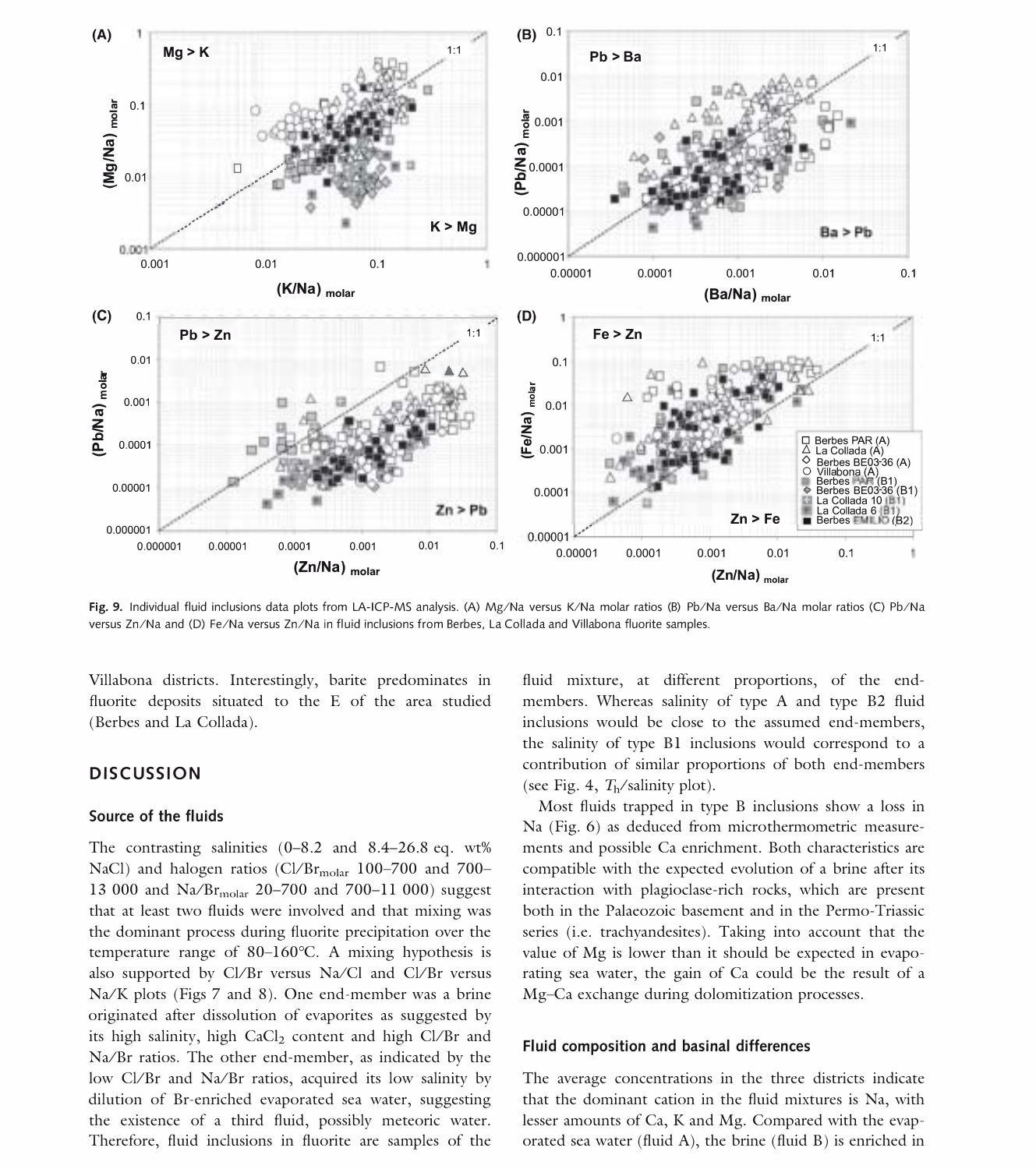(A)

Mg > K

K > Mg

1:1

(Mg/Na) molar

(K/Na) molar

1

0.1

0.01

0.001

0.001

0.01

0.1

1

(B)

Pb > Ba

Ba > Pb

1:1

(Pb/Na) molar

(Ba/Na) molar

0.1

0.01

0.001

0.0001

0.00001

0.000001

0.00001

0.0001

0.001

0.01

0.1

(C)

Pb > Zn

Zn > Pb

1:1

(Pb/Na) molar

(Zn/Na) molar

0.1

0.01

0.001

0.0001

0.00001

0.000001

0.000001

0.00001

0.0001

0.001

0.01

0.1

(D)

Fe > Zn

Zn > Fe

1:1

(Fe/Na) molar

(Zn/Na) molar

1

0.1

0.01

0.001

0.0001

0.00001

0.00001

0.0001

0.001

0.01

0.1

1

Berbes PAR (A)
La Collada (A)
Berbes BE03-36 (A)
Villabona (A)
Berbes PAR (B1)
Berbes BE03-36 (B1)
La Collada 10 (B1)
La Collada 6 (B1)
Berbes EMILIO (B2)

**Fig. 9.** Individual fluid inclusions data plots from LA-ICP-MS analysis. (A) Mg/Na versus K/Na molar ratios (B) Pb/Na versus Ba/Na molar ratios (C) Pb/Na versus Zn/Na and (D) Fe/Na versus Zn/Na in fluid inclusions from Berbes, La Collada and Villabona fluorite samples.

Villabona districts. Interestingly, barite predominates in fluorite deposits situated to the E of the area studied (Berbes and La Collada).

## DISCUSSION

### Source of the fluids

The contrasting salinities (0–8.2 and 8.4–26.8 eq. wt% NaCl) and halogen ratios ($Cl/Br_{molar}$ 100–700 and 700–13 000 and $Na/Br_{molar}$ 20–700 and 700–11 000) suggest that at least two fluids were involved and that mixing was the dominant process during fluorite precipitation over the temperature range of 80–160°C. A mixing hypothesis is also supported by Cl/Br versus Na/Cl and Cl/Br versus Na/K plots (Figs 7 and 8). One end-member was a brine originated after dissolution of evaporites as suggested by its high salinity, high $CaCl_2$ content and high Cl/Br and Na/Br ratios. The other end-member, as indicated by the low Cl/Br and Na/Br ratios, acquired its low salinity by dilution of Br-enriched evaporated sea water, suggesting the existence of a third fluid, possibly meteoric water. Therefore, fluid inclusions in fluorite are samples of the fluid mixture, at different proportions, of the end-members. Whereas salinity of type A and type B2 fluid inclusions would be close to the assumed end-members, the salinity of type B1 inclusions would correspond to a contribution of similar proportions of both end-members (see Fig. 4, $T_h$/salinity plot).

Most fluids trapped in type B inclusions show a loss in Na (Fig. 6) as deduced from microthermometric measurements and possible Ca enrichment. Both characteristics are compatible with the expected evolution of a brine after its interaction with plagioclase-rich rocks, which are present both in the Palaeozoic basement and in the Permo-Triassic series (i.e. trachyandesites). Taking into account that the value of Mg is lower than it should be expected in evaporating sea water, the gain of Ca could be the result of a Mg–Ca exchange during dolomitization processes.

### Fluid composition and basinal differences

The average concentrations in the three districts indicate that the dominant cation in the fluid mixtures is Na, with lesser amounts of Ca, K and Mg. Compared with the evaporated sea water (fluid A), the brine (fluid B) is enriched in